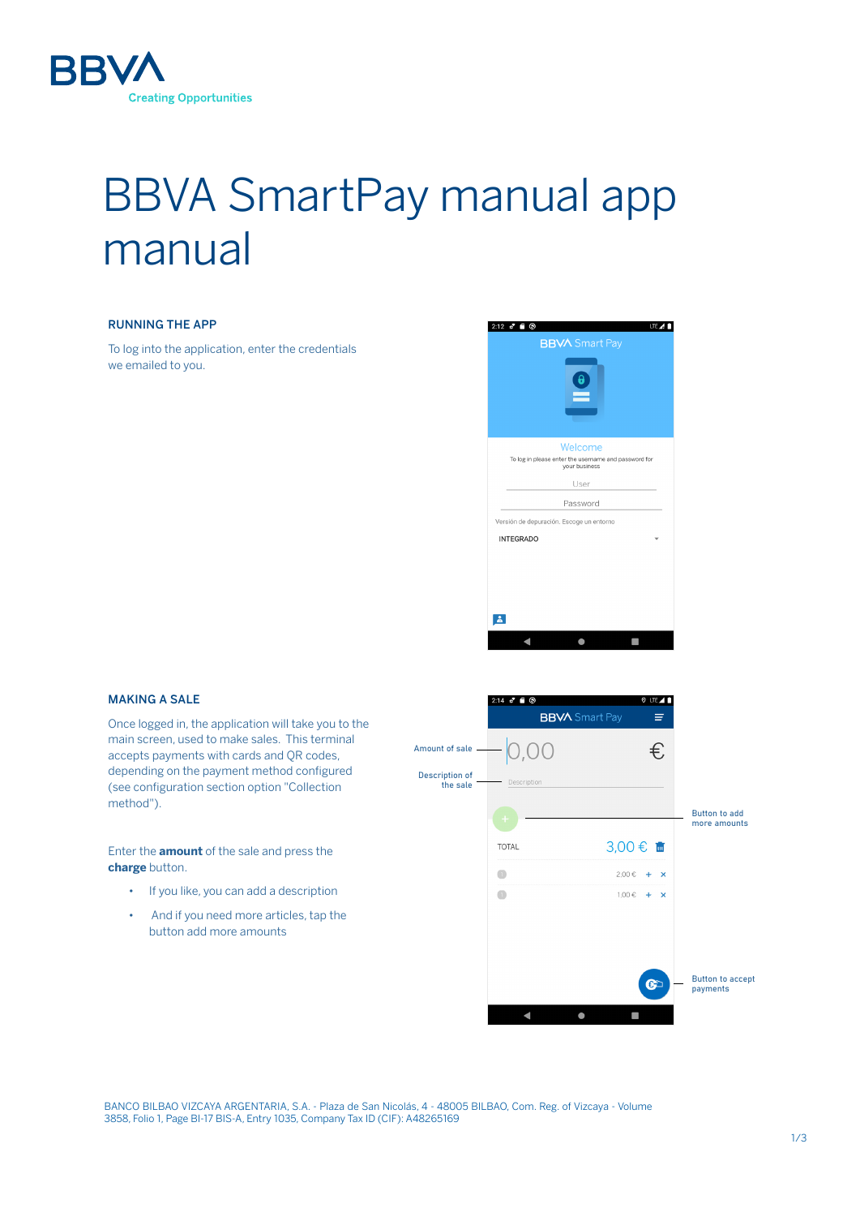BBVA
Creating Opportunities

# BBVA SmartPay manual app manual

## RUNNING THE APP

To log into the application, enter the credentials we emailed to you.

## MAKING A SALE

Once logged in, the application will take you to the main screen, used to make sales. This terminal accepts payments with cards and QR codes, depending on the payment method configured (see configuration section option "Collection method").

Enter the **amount** of the sale and press the **charge** button.

- If you like, you can add a description
- And if you need more articles, tap the button add more amounts

Amount of sale

Description of the sale

Button to add more amounts

Button to accept payments

BANCO BILBAO VIZCAYA ARGENTARIA, S.A. - Plaza de San Nicolás, 4 - 48005 BILBAO, Com. Reg. of Vizcaya - Volume 3858, Folio 1, Page BI-17 BIS-A, Entry 1035, Company Tax ID (CIF): A48265169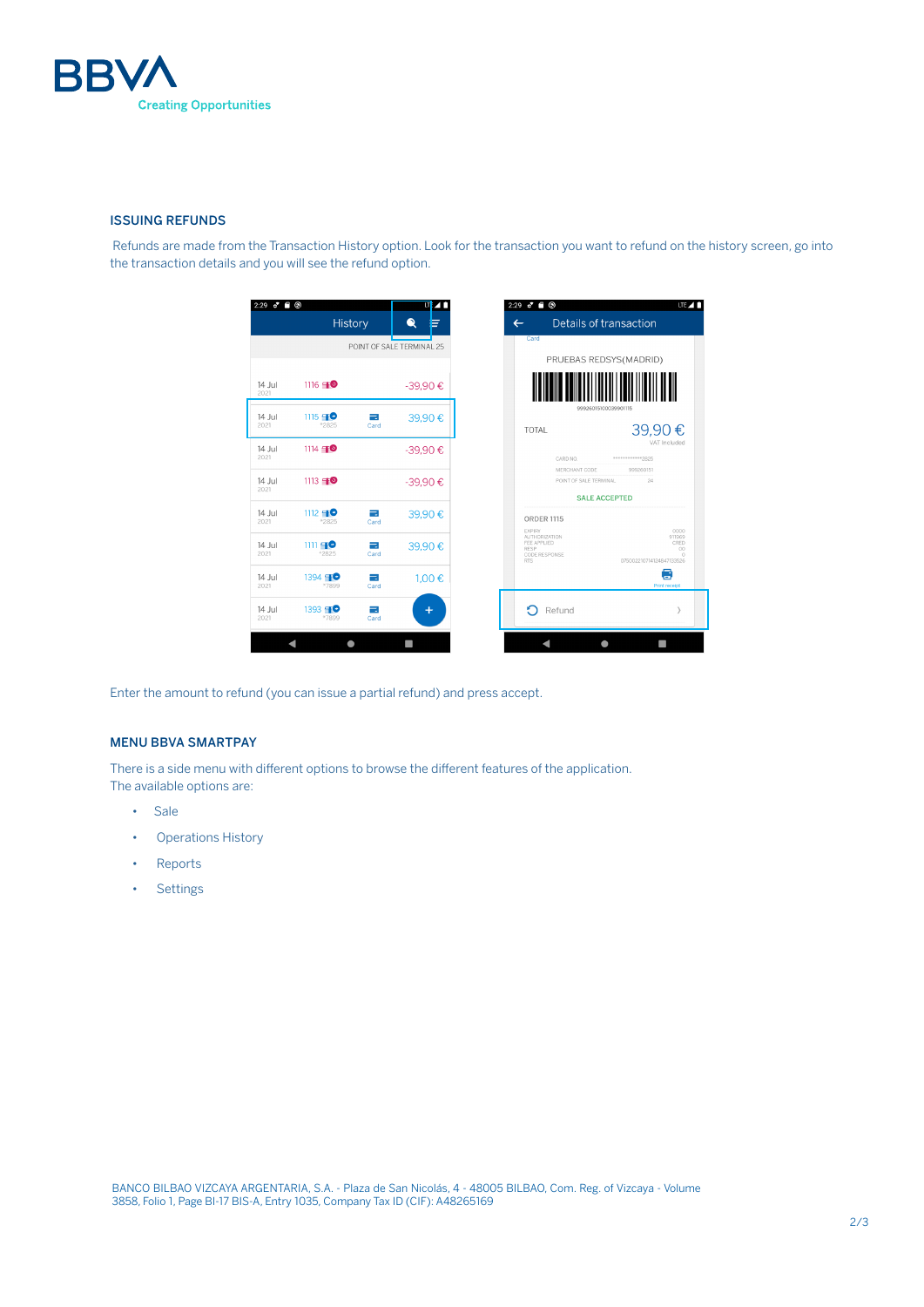## ISSUING REFUNDS

Refunds are made from the Transaction History option. Look for the transaction you want to refund on the history screen, go into the transaction details and you will see the refund option.

Enter the amount to refund (you can issue a partial refund) and press accept.

## MENU BBVA SMARTPAY

There is a side menu with different options to browse the different features of the application.
The available options are:

- Sale
- Operations History
- Reports
- Settings

BANCO BILBAO VIZCAYA ARGENTARIA, S.A. - Plaza de San Nicolás, 4 - 48005 BILBAO, Com. Reg. of Vizcaya - Volume 3858, Folio 1, Page BI-17 BIS-A, Entry 1035, Company Tax ID (CIF): A48265169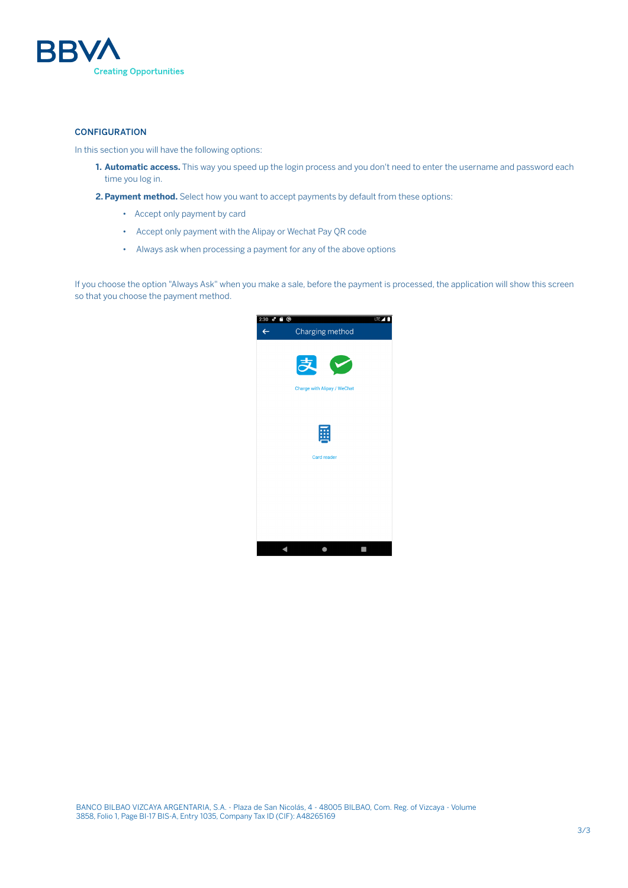## CONFIGURATION

In this section you will have the following options:

1. **Automatic access.** This way you speed up the login process and you don't need to enter the username and password each time you log in.
2. **Payment method.** Select how you want to accept payments by default from these options:
   - Accept only payment by card
   - Accept only payment with the Alipay or Wechat Pay QR code
   - Always ask when processing a payment for any of the above options

If you choose the option "Always Ask" when you make a sale, before the payment is processed, the application will show this screen so that you choose the payment method.

BANCO BILBAO VIZCAYA ARGENTARIA, S.A. - Plaza de San Nicolás, 4 - 48005 BILBAO, Com. Reg. of Vizcaya - Volume 3858, Folio 1, Page BI-17 BIS-A, Entry 1035, Company Tax ID (CIF): A48265169